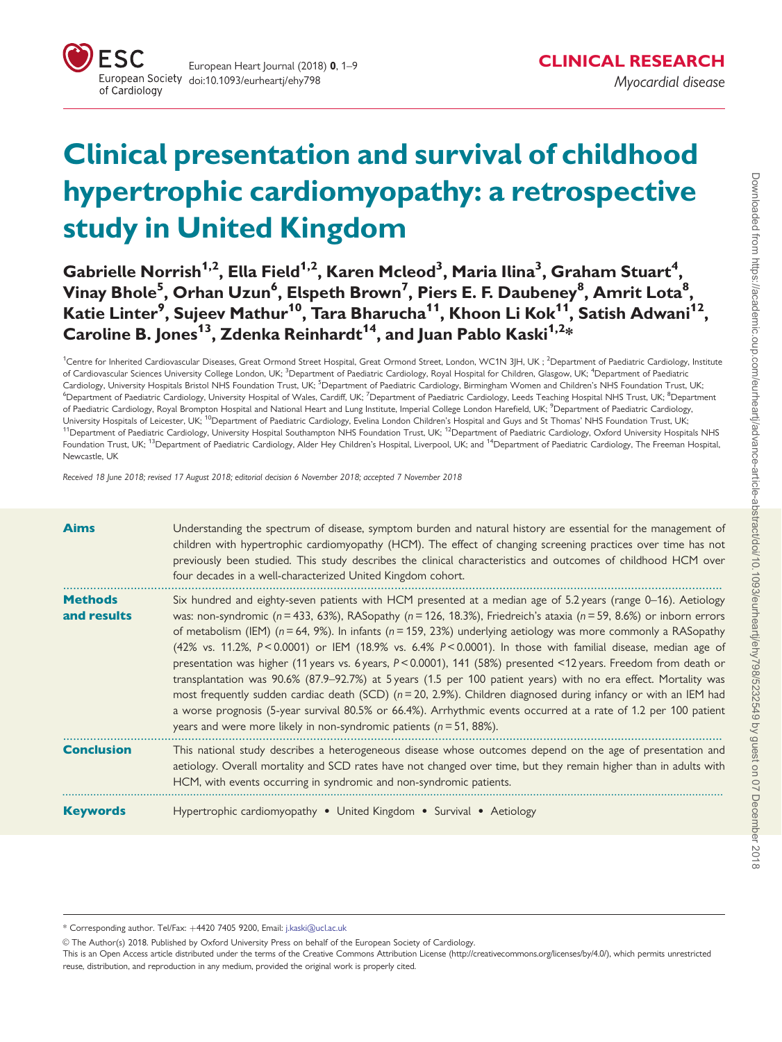CLINICAL RESEARCH
*Myocardial disease*

# Clinical presentation and survival of childhood hypertrophic cardiomyopathy: a retrospective study in United Kingdom

**Gabrielle Norrish[1,2], Ella Field[1,2], Karen Mcleod[3], Maria Ilina[3], Graham Stuart[4], Vinay Bhole[5], Orhan Uzun[6], Elspeth Brown[7], Piers E. F. Daubeney[8], Amrit Lota[8], Katie Linter[9], Sujeev Mathur[10], Tara Bharucha[11], Khoon Li Kok[11], Satish Adwani[12], Caroline B. Jones[13], Zdenka Reinhardt[14], and Juan Pablo Kaski[1,2]***

[1]Centre for Inherited Cardiovascular Diseases, Great Ormond Street Hospital, Great Ormond Street, London, WC1N 3JH, UK ; [2]Department of Paediatric Cardiology, Institute of Cardiovascular Sciences University College London, UK; [3]Department of Paediatric Cardiology, Royal Hospital for Children, Glasgow, UK; [4]Department of Paediatric Cardiology, University Hospitals Bristol NHS Foundation Trust, UK; [5]Department of Paediatric Cardiology, Birmingham Women and Children's NHS Foundation Trust, UK; [6]Department of Paediatric Cardiology, University Hospital of Wales, Cardiff, UK; [7]Department of Paediatric Cardiology, Leeds Teaching Hospital NHS Trust, UK; [8]Department of Paediatric Cardiology, Royal Brompton Hospital and National Heart and Lung Institute, Imperial College London Harefield, UK; [9]Department of Paediatric Cardiology, University Hospitals of Leicester, UK; [10]Department of Paediatric Cardiology, Evelina London Children's Hospital and Guys and St Thomas' NHS Foundation Trust, UK; [11]Department of Paediatric Cardiology, University Hospital Southampton NHS Foundation Trust, UK; [12]Department of Paediatric Cardiology, Oxford University Hospitals NHS Foundation Trust, UK; [13]Department of Paediatric Cardiology, Alder Hey Children's Hospital, Liverpool, UK; and [14]Department of Paediatric Cardiology, The Freeman Hospital, Newcastle, UK

*Received 18 June 2018; revised 17 August 2018; editorial decision 6 November 2018; accepted 7 November 2018*

**Aims**

Understanding the spectrum of disease, symptom burden and natural history are essential for the management of children with hypertrophic cardiomyopathy (HCM). The effect of changing screening practices over time has not previously been studied. This study describes the clinical characteristics and outcomes of childhood HCM over four decades in a well-characterized United Kingdom cohort.

**Methods and results**

Six hundred and eighty-seven patients with HCM presented at a median age of 5.2 years (range 0–16). Aetiology was: non-syndromic ($n = 433$, 63%), RASopathy ($n = 126$, 18.3%), Friedreich's ataxia ($n = 59$, 8.6%) or inborn errors of metabolism (IEM) ($n = 64$, 9%). In infants ($n = 159$, 23%) underlying aetiology was more commonly a RASopathy (42% vs. 11.2%, $P < 0.0001$) or IEM (18.9% vs. 6.4% $P < 0.0001$). In those with familial disease, median age of presentation was higher (11 years vs. 6 years, $P < 0.0001$), 141 (58%) presented <12 years. Freedom from death or transplantation was 90.6% (87.9–92.7%) at 5 years (1.5 per 100 patient years) with no era effect. Mortality was most frequently sudden cardiac death (SCD) ($n = 20$, 2.9%). Children diagnosed during infancy or with an IEM had a worse prognosis (5-year survival 80.5% or 66.4%). Arrhythmic events occurred at a rate of 1.2 per 100 patient years and were more likely in non-syndromic patients ($n = 51$, 88%).

**Conclusion**

This national study describes a heterogeneous disease whose outcomes depend on the age of presentation and aetiology. Overall mortality and SCD rates have not changed over time, but they remain higher than in adults with HCM, with events occurring in syndromic and non-syndromic patients.

**Keywords**

Hypertrophic cardiomyopathy • United Kingdom • Survival • Aetiology

\* Corresponding author. Tel/Fax: +4420 7405 9200, Email: j.kaski@ucl.ac.uk

© The Author(s) 2018. Published by Oxford University Press on behalf of the European Society of Cardiology.
This is an Open Access article distributed under the terms of the Creative Commons Attribution License (http://creativecommons.org/licenses/by/4.0/), which permits unrestricted reuse, distribution, and reproduction in any medium, provided the original work is properly cited.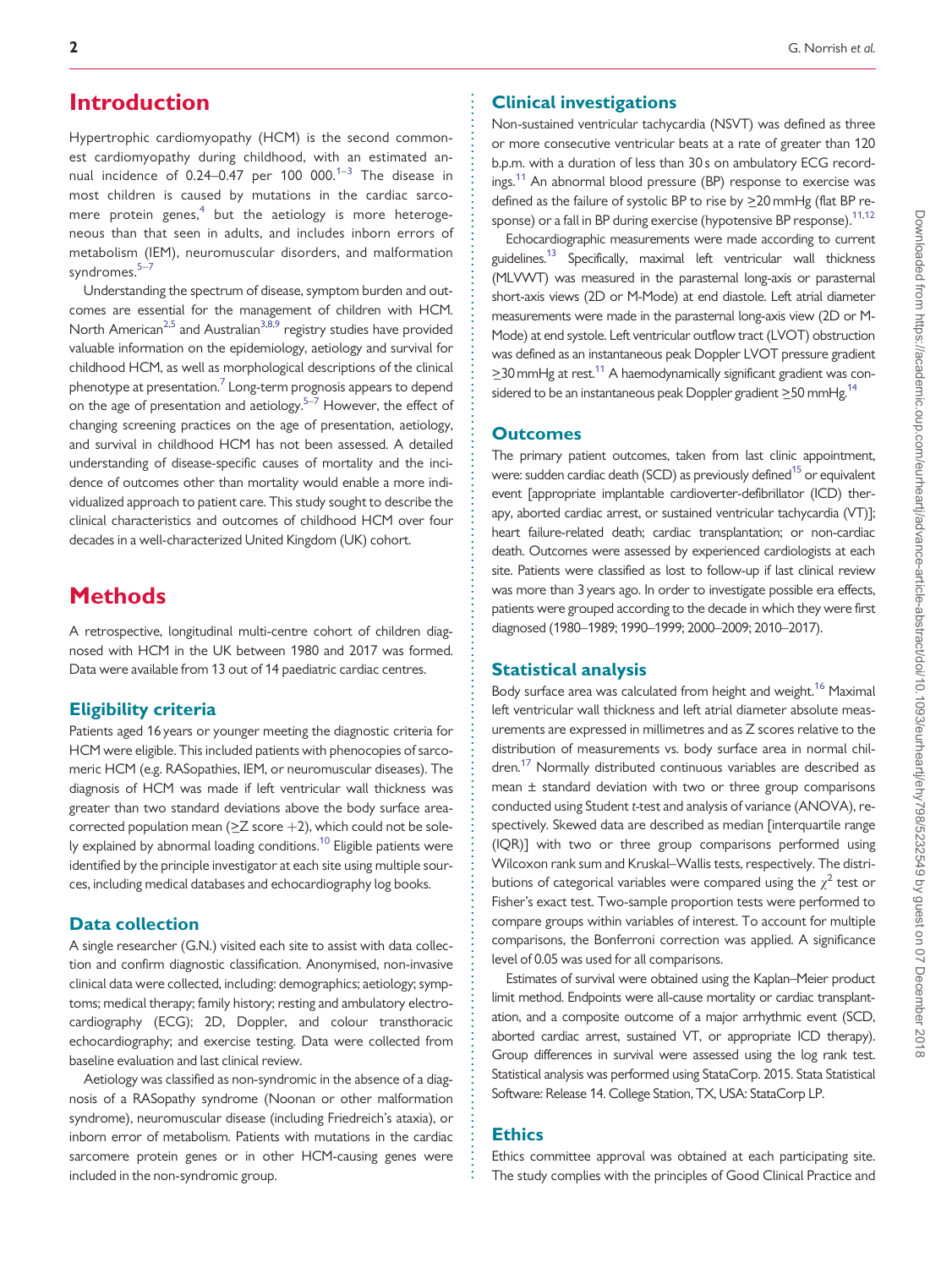# Introduction

Hypertrophic cardiomyopathy (HCM) is the second commonest cardiomyopathy during childhood, with an estimated annual incidence of 0.24–0.47 per 100 000.[1–3] The disease in most children is caused by mutations in the cardiac sarcomere protein genes,[4] but the aetiology is more heterogeneous than that seen in adults, and includes inborn errors of metabolism (IEM), neuromuscular disorders, and malformation syndromes.[5–7]

Understanding the spectrum of disease, symptom burden and outcomes are essential for the management of children with HCM. North American[2,5] and Australian[3,8,9] registry studies have provided valuable information on the epidemiology, aetiology and survival for childhood HCM, as well as morphological descriptions of the clinical phenotype at presentation.[7] Long-term prognosis appears to depend on the age of presentation and aetiology.[5–7] However, the effect of changing screening practices on the age of presentation, aetiology, and survival in childhood HCM has not been assessed. A detailed understanding of disease-specific causes of mortality and the incidence of outcomes other than mortality would enable a more individualized approach to patient care. This study sought to describe the clinical characteristics and outcomes of childhood HCM over four decades in a well-characterized United Kingdom (UK) cohort.

# Methods

A retrospective, longitudinal multi-centre cohort of children diagnosed with HCM in the UK between 1980 and 2017 was formed. Data were available from 13 out of 14 paediatric cardiac centres.

## Eligibility criteria

Patients aged 16 years or younger meeting the diagnostic criteria for HCM were eligible. This included patients with phenocopies of sarcomeric HCM (e.g. RASopathies, IEM, or neuromuscular diseases). The diagnosis of HCM was made if left ventricular wall thickness was greater than two standard deviations above the body surface area-corrected population mean (≥Z score +2), which could not be solely explained by abnormal loading conditions.[10] Eligible patients were identified by the principle investigator at each site using multiple sources, including medical databases and echocardiography log books.

## Data collection

A single researcher (G.N.) visited each site to assist with data collection and confirm diagnostic classification. Anonymised, non-invasive clinical data were collected, including: demographics; aetiology; symptoms; medical therapy; family history; resting and ambulatory electrocardiography (ECG); 2D, Doppler, and colour transthoracic echocardiography; and exercise testing. Data were collected from baseline evaluation and last clinical review.

Aetiology was classified as non-syndromic in the absence of a diagnosis of a RASopathy syndrome (Noonan or other malformation syndrome), neuromuscular disease (including Friedreich's ataxia), or inborn error of metabolism. Patients with mutations in the cardiac sarcomere protein genes or in other HCM-causing genes were included in the non-syndromic group.

## Clinical investigations

Non-sustained ventricular tachycardia (NSVT) was defined as three or more consecutive ventricular beats at a rate of greater than 120 b.p.m. with a duration of less than 30 s on ambulatory ECG recordings.[11] An abnormal blood pressure (BP) response to exercise was defined as the failure of systolic BP to rise by ≥20 mmHg (flat BP response) or a fall in BP during exercise (hypotensive BP response).[11,12]

Echocardiographic measurements were made according to current guidelines.[13] Specifically, maximal left ventricular wall thickness (MLVWT) was measured in the parasternal long-axis or parasternal short-axis views (2D or M-Mode) at end diastole. Left atrial diameter measurements were made in the parasternal long-axis view (2D or M-Mode) at end systole. Left ventricular outflow tract (LVOT) obstruction was defined as an instantaneous peak Doppler LVOT pressure gradient ≥30 mmHg at rest.[11] A haemodynamically significant gradient was considered to be an instantaneous peak Doppler gradient ≥50 mmHg.[14]

## Outcomes

The primary patient outcomes, taken from last clinic appointment, were: sudden cardiac death (SCD) as previously defined[15] or equivalent event [appropriate implantable cardioverter-defibrillator (ICD) therapy, aborted cardiac arrest, or sustained ventricular tachycardia (VT)]; heart failure-related death; cardiac transplantation; or non-cardiac death. Outcomes were assessed by experienced cardiologists at each site. Patients were classified as lost to follow-up if last clinical review was more than 3 years ago. In order to investigate possible era effects, patients were grouped according to the decade in which they were first diagnosed (1980–1989; 1990–1999; 2000–2009; 2010–2017).

## Statistical analysis

Body surface area was calculated from height and weight.[16] Maximal left ventricular wall thickness and left atrial diameter absolute measurements are expressed in millimetres and as Z scores relative to the distribution of measurements vs. body surface area in normal children.[17] Normally distributed continuous variables are described as mean ± standard deviation with two or three group comparisons conducted using Student *t*-test and analysis of variance (ANOVA), respectively. Skewed data are described as median [interquartile range (IQR)] with two or three group comparisons performed using Wilcoxon rank sum and Kruskal–Wallis tests, respectively. The distributions of categorical variables were compared using the $\chi^2$ test or Fisher's exact test. Two-sample proportion tests were performed to compare groups within variables of interest. To account for multiple comparisons, the Bonferroni correction was applied. A significance level of 0.05 was used for all comparisons.

Estimates of survival were obtained using the Kaplan–Meier product limit method. Endpoints were all-cause mortality or cardiac transplantation, and a composite outcome of a major arrhythmic event (SCD, aborted cardiac arrest, sustained VT, or appropriate ICD therapy). Group differences in survival were assessed using the log rank test. Statistical analysis was performed using StataCorp. 2015. Stata Statistical Software: Release 14. College Station, TX, USA: StataCorp LP.

## Ethics

Ethics committee approval was obtained at each participating site. The study complies with the principles of Good Clinical Practice and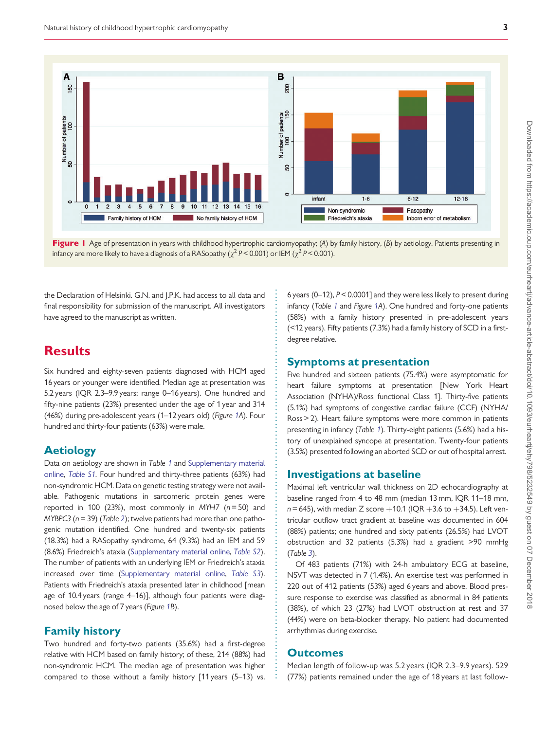Figure 1 Age of presentation in years with childhood hypertrophic cardiomyopathy; (A) by family history, (B) by aetiology. Patients presenting in infancy are more likely to have a diagnosis of a RASopathy ($\chi^2$ $P < 0.001$) or IEM ($\chi^2$ $P < 0.001$).

the Declaration of Helsinki. G.N. and J.P.K. had access to all data and final responsibility for submission of the manuscript. All investigators have agreed to the manuscript as written.

# Results

Six hundred and eighty-seven patients diagnosed with HCM aged 16 years or younger were identified. Median age at presentation was 5.2 years (IQR 2.3–9.9 years; range 0–16 years). One hundred and fifty-nine patients (23%) presented under the age of 1 year and 314 (46%) during pre-adolescent years (1–12 years old) (*Figure 1A*). Four hundred and thirty-four patients (63%) were male.

## Aetiology

Data on aetiology are shown in *Table 1* and Supplementary material online, *Table S1*. Four hundred and thirty-three patients (63%) had non-syndromic HCM. Data on genetic testing strategy were not available. Pathogenic mutations in sarcomeric protein genes were reported in 100 (23%), most commonly in *MYH7* ($n = 50$) and *MYBPC3* ($n = 39$) (*Table 2*); twelve patients had more than one pathogenic mutation identified. One hundred and twenty-six patients (18.3%) had a RASopathy syndrome, 64 (9.3%) had an IEM and 59 (8.6%) Friedreich's ataxia (Supplementary material online, *Table S2*). The number of patients with an underlying IEM or Friedreich's ataxia increased over time (Supplementary material online, *Table S3*). Patients with Friedreich's ataxia presented later in childhood [mean age of 10.4 years (range 4–16)], although four patients were diagnosed below the age of 7 years (*Figure 1B*).

## Family history

Two hundred and forty-two patients (35.6%) had a first-degree relative with HCM based on family history; of these, 214 (88%) had non-syndromic HCM. The median age of presentation was higher compared to those without a family history [11 years (5–13) vs. 6 years (0–12), $P < 0.0001$] and they were less likely to present during infancy (*Table 1* and *Figure 1A*). One hundred and forty-one patients (58%) with a family history presented in pre-adolescent years (<12 years). Fifty patients (7.3%) had a family history of SCD in a first-degree relative.

## Symptoms at presentation

Five hundred and sixteen patients (75.4%) were asymptomatic for heart failure symptoms at presentation [New York Heart Association (NYHA)/Ross functional Class 1]. Thirty-five patients (5.1%) had symptoms of congestive cardiac failure (CCF) (NYHA/Ross > 2). Heart failure symptoms were more common in patients presenting in infancy (*Table 1*). Thirty-eight patients (5.6%) had a history of unexplained syncope at presentation. Twenty-four patients (3.5%) presented following an aborted SCD or out of hospital arrest.

## Investigations at baseline

Maximal left ventricular wall thickness on 2D echocardiography at baseline ranged from 4 to 48 mm (median 13 mm, IQR 11–18 mm, $n = 645$), with median Z score +10.1 (IQR +3.6 to +34.5). Left ventricular outflow tract gradient at baseline was documented in 604 (88%) patients; one hundred and sixty patients (26.5%) had LVOT obstruction and 32 patients (5.3%) had a gradient >90 mmHg (*Table 3*).

Of 483 patients (71%) with 24-h ambulatory ECG at baseline, NSVT was detected in 7 (1.4%). An exercise test was performed in 220 out of 412 patients (53%) aged 6 years and above. Blood pressure response to exercise was classified as abnormal in 84 patients (38%), of which 23 (27%) had LVOT obstruction at rest and 37 (44%) were on beta-blocker therapy. No patient had documented arrhythmias during exercise.

## Outcomes

Median length of follow-up was 5.2 years (IQR 2.3–9.9 years). 529 (77%) patients remained under the age of 18 years at last follow-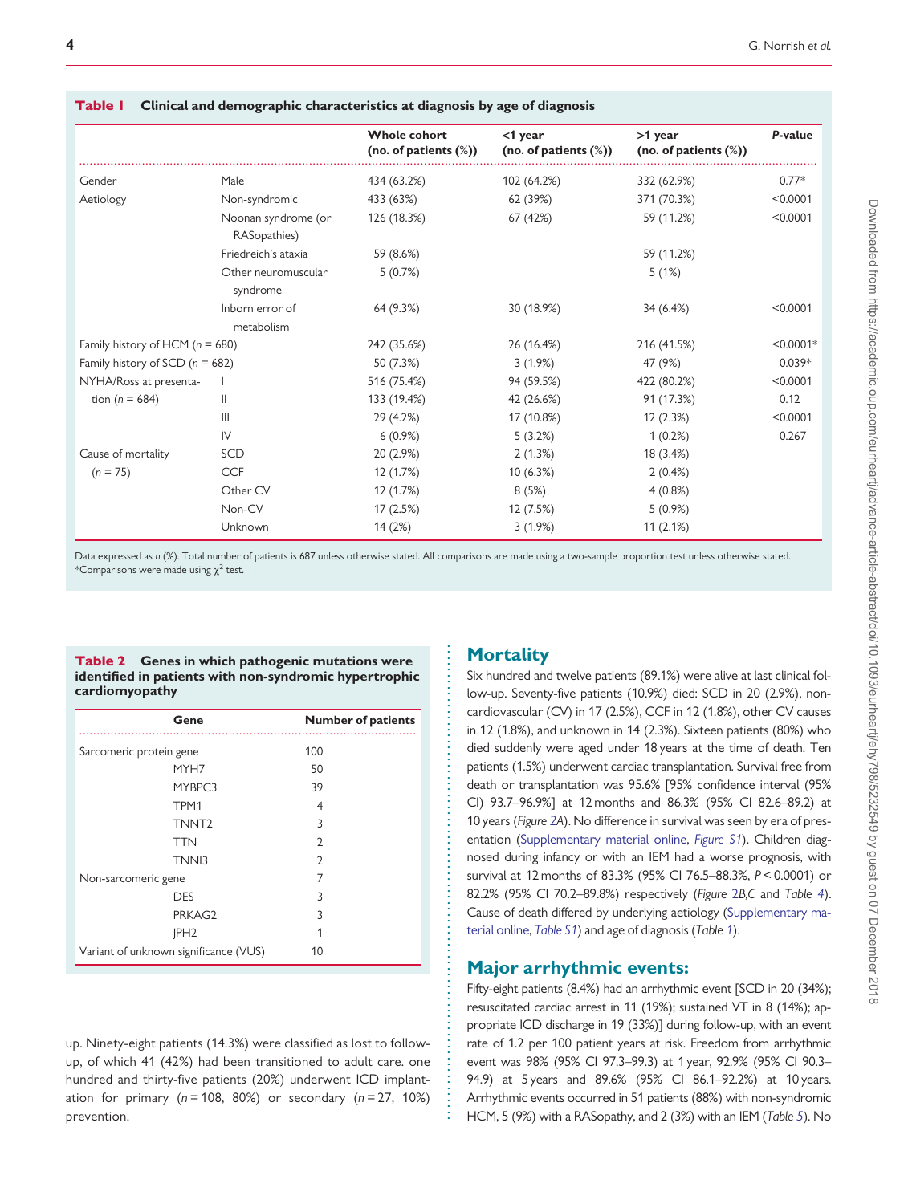**Table 1** Clinical and demographic characteristics at diagnosis by age of diagnosis

| | | Whole cohort (no. of patients (%)) | <1 year (no. of patients (%)) | >1 year (no. of patients (%)) | P-value |
|---|---|---|---|---|---|
| Gender | Male | 434 (63.2%) | 102 (64.2%) | 332 (62.9%) | 0.77* |
| Aetiology | Non-syndromic | 433 (63%) | 62 (39%) | 371 (70.3%) | <0.0001 |
| | Noonan syndrome (or RASopathies) | 126 (18.3%) | 67 (42%) | 59 (11.2%) | <0.0001 |
| | Friedreich's ataxia | 59 (8.6%) | | 59 (11.2%) | |
| | Other neuromuscular syndrome | 5 (0.7%) | | 5 (1%) | |
| | Inborn error of metabolism | 64 (9.3%) | 30 (18.9%) | 34 (6.4%) | <0.0001 |
| Family history of HCM (*n* = 680) | | 242 (35.6%) | 26 (16.4%) | 216 (41.5%) | <0.0001* |
| Family history of SCD (*n* = 682) | | 50 (7.3%) | 3 (1.9%) | 47 (9%) | 0.039* |
| NYHA/Ross at presentation (*n* = 684) | I | 516 (75.4%) | 94 (59.5%) | 422 (80.2%) | <0.0001 |
| | II | 133 (19.4%) | 42 (26.6%) | 91 (17.3%) | 0.12 |
| | III | 29 (4.2%) | 17 (10.8%) | 12 (2.3%) | <0.0001 |
| | IV | 6 (0.9%) | 5 (3.2%) | 1 (0.2%) | 0.267 |
| Cause of mortality (*n* = 75) | SCD | 20 (2.9%) | 2 (1.3%) | 18 (3.4%) | |
| | CCF | 12 (1.7%) | 10 (6.3%) | 2 (0.4%) | |
| | Other CV | 12 (1.7%) | 8 (5%) | 4 (0.8%) | |
| | Non-CV | 17 (2.5%) | 12 (7.5%) | 5 (0.9%) | |
| | Unknown | 14 (2%) | 3 (1.9%) | 11 (2.1%) | |

Data expressed as *n* (%). Total number of patients is 687 unless otherwise stated. All comparisons are made using a two-sample proportion test unless otherwise stated.
*Comparisons were made using $\chi^2$ test.

**Table 2** Genes in which pathogenic mutations were identified in patients with non-syndromic hypertrophic cardiomyopathy

| Gene | | Number of patients |
|---|---|---|
| Sarcomeric protein gene | | 100 |
| | MYH7 | 50 |
| | MYBPC3 | 39 |
| | TPM1 | 4 |
| | TNNT2 | 3 |
| | TTN | 2 |
| | TNNI3 | 2 |
| Non-sarcomeric gene | | 7 |
| | DES | 3 |
| | PRKAG2 | 3 |
| | JPH2 | 1 |
| Variant of unknown significance (VUS) | | 10 |

up. Ninety-eight patients (14.3%) were classified as lost to follow-up, of which 41 (42%) had been transitioned to adult care. one hundred and thirty-five patients (20%) underwent ICD implantation for primary (*n* = 108, 80%) or secondary (*n* = 27, 10%) prevention.

## Mortality

Six hundred and twelve patients (89.1%) were alive at last clinical follow-up. Seventy-five patients (10.9%) died: SCD in 20 (2.9%), non-cardiovascular (CV) in 17 (2.5%), CCF in 12 (1.8%), other CV causes in 12 (1.8%), and unknown in 14 (2.3%). Sixteen patients (80%) who died suddenly were aged under 18 years at the time of death. Ten patients (1.5%) underwent cardiac transplantation. Survival free from death or transplantation was 95.6% [95% confidence interval (95% CI) 93.7–96.9%] at 12 months and 86.3% (95% CI 82.6–89.2) at 10 years (*Figure 2A*). No difference in survival was seen by era of presentation (Supplementary material online, *Figure S1*). Children diagnosed during infancy or with an IEM had a worse prognosis, with survival at 12 months of 83.3% (95% CI 76.5–88.3%, $P < 0.0001$) or 82.2% (95% CI 70.2–89.8%) respectively (*Figure 2B,C* and *Table 4*). Cause of death differed by underlying aetiology (Supplementary material online, *Table S1*) and age of diagnosis (*Table 1*).

## Major arrhythmic events:

Fifty-eight patients (8.4%) had an arrhythmic event [SCD in 20 (34%); resuscitated cardiac arrest in 11 (19%); sustained VT in 8 (14%); appropriate ICD discharge in 19 (33%)] during follow-up, with an event rate of 1.2 per 100 patient years at risk. Freedom from arrhythmic event was 98% (95% CI 97.3–99.3) at 1 year, 92.9% (95% CI 90.3–94.9) at 5 years and 89.6% (95% CI 86.1–92.2%) at 10 years. Arrhythmic events occurred in 51 patients (88%) with non-syndromic HCM, 5 (9%) with a RASopathy, and 2 (3%) with an IEM (*Table 5*). No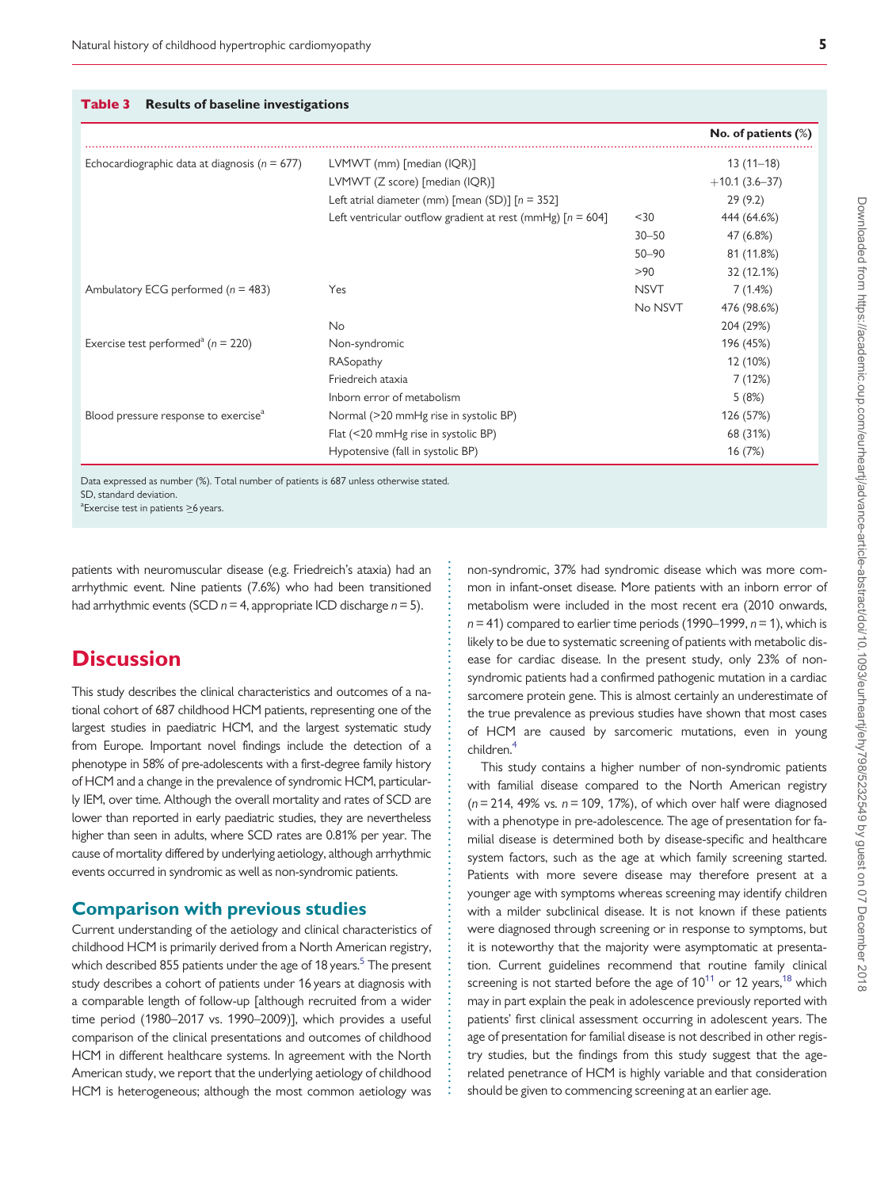**Table 3 Results of baseline investigations**

| | | | No. of patients (%) |
|---|---|---|---|
| Echocardiographic data at diagnosis ($n$ = 677) | LVMWT (mm) [median (IQR)] | | 13 (11–18) |
| | LVMWT (Z score) [median (IQR)] | | +10.1 (3.6–37) |
| | Left atrial diameter (mm) [mean (SD)] [$n$ = 352] | | 29 (9.2) |
| | Left ventricular outflow gradient at rest (mmHg) [$n$ = 604] | <30 | 444 (64.6%) |
| | | 30–50 | 47 (6.8%) |
| | | 50–90 | 81 (11.8%) |
| | | >90 | 32 (12.1%) |
| Ambulatory ECG performed ($n$ = 483) | Yes | NSVT | 7 (1.4%) |
| | | No NSVT | 476 (98.6%) |
| | No | | 204 (29%) |
| Exercise test performed[a] ($n$ = 220) | Non-syndromic | | 196 (45%) |
| | RASopathy | | 12 (10%) |
| | Friedreich ataxia | | 7 (12%) |
| | Inborn error of metabolism | | 5 (8%) |
| Blood pressure response to exercise[a] | Normal (>20 mmHg rise in systolic BP) | | 126 (57%) |
| | Flat (<20 mmHg rise in systolic BP) | | 68 (31%) |
| | Hypotensive (fall in systolic BP) | | 16 (7%) |

Data expressed as number (%). Total number of patients is 687 unless otherwise stated.
SD, standard deviation.
[a]Exercise test in patients ≥6 years.

patients with neuromuscular disease (e.g. Friedreich's ataxia) had an arrhythmic event. Nine patients (7.6%) who had been transitioned had arrhythmic events (SCD $n$ = 4, appropriate ICD discharge $n$ = 5).

# Discussion

This study describes the clinical characteristics and outcomes of a national cohort of 687 childhood HCM patients, representing one of the largest studies in paediatric HCM, and the largest systematic study from Europe. Important novel findings include the detection of a phenotype in 58% of pre-adolescents with a first-degree family history of HCM and a change in the prevalence of syndromic HCM, particularly IEM, over time. Although the overall mortality and rates of SCD are lower than reported in early paediatric studies, they are nevertheless higher than seen in adults, where SCD rates are 0.81% per year. The cause of mortality differed by underlying aetiology, although arrhythmic events occurred in syndromic as well as non-syndromic patients.

## Comparison with previous studies

Current understanding of the aetiology and clinical characteristics of childhood HCM is primarily derived from a North American registry, which described 855 patients under the age of 18 years.[5] The present study describes a cohort of patients under 16 years at diagnosis with a comparable length of follow-up [although recruited from a wider time period (1980–2017 vs. 1990–2009)], which provides a useful comparison of the clinical presentations and outcomes of childhood HCM in different healthcare systems. In agreement with the North American study, we report that the underlying aetiology of childhood HCM is heterogeneous; although the most common aetiology was non-syndromic, 37% had syndromic disease which was more common in infant-onset disease. More patients with an inborn error of metabolism were included in the most recent era (2010 onwards, $n$ = 41) compared to earlier time periods (1990–1999, $n$ = 1), which is likely to be due to systematic screening of patients with metabolic disease for cardiac disease. In the present study, only 23% of non-syndromic patients had a confirmed pathogenic mutation in a cardiac sarcomere protein gene. This is almost certainly an underestimate of the true prevalence as previous studies have shown that most cases of HCM are caused by sarcomeric mutations, even in young children.[4]

This study contains a higher number of non-syndromic patients with familial disease compared to the North American registry ($n$ = 214, 49% vs. $n$ = 109, 17%), of which over half were diagnosed with a phenotype in pre-adolescence. The age of presentation for familial disease is determined both by disease-specific and healthcare system factors, such as the age at which family screening started. Patients with more severe disease may therefore present at a younger age with symptoms whereas screening may identify children with a milder subclinical disease. It is not known if these patients were diagnosed through screening or in response to symptoms, but it is noteworthy that the majority were asymptomatic at presentation. Current guidelines recommend that routine family clinical screening is not started before the age of 10[11] or 12 years,[18] which may in part explain the peak in adolescence previously reported with patients' first clinical assessment occurring in adolescent years. The age of presentation for familial disease is not described in other registry studies, but the findings from this study suggest that the age-related penetrance of HCM is highly variable and that consideration should be given to commencing screening at an earlier age.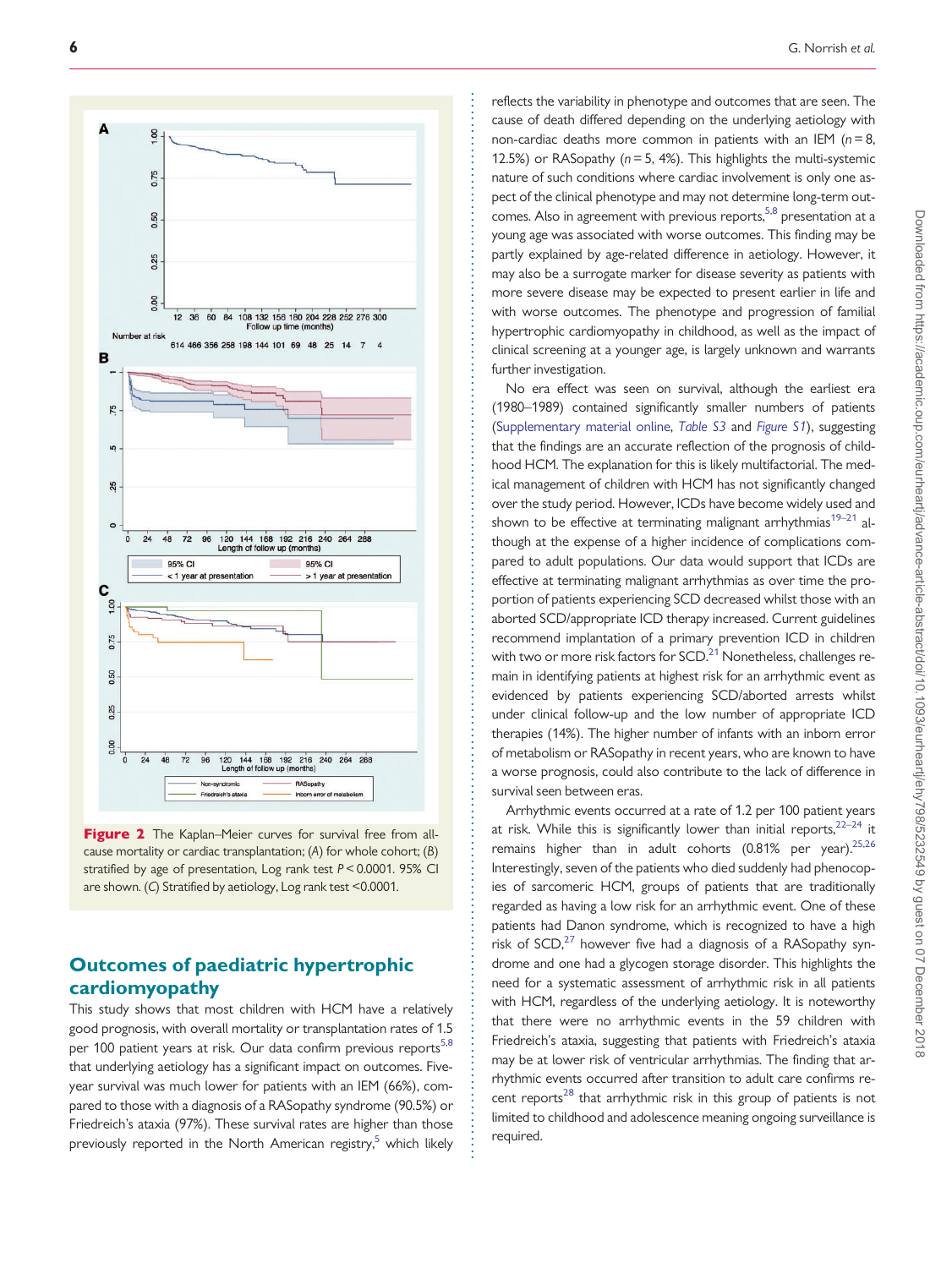Figure 2 The Kaplan–Meier curves for survival free from all-cause mortality or cardiac transplantation; (A) for whole cohort; (B) stratified by age of presentation, Log rank test $P < 0.0001$. 95% CI are shown. (C) Stratified by aetiology, Log rank test <0.0001.

## Outcomes of paediatric hypertrophic cardiomyopathy

This study shows that most children with HCM have a relatively good prognosis, with overall mortality or transplantation rates of 1.5 per 100 patient years at risk. Our data confirm previous reports[5,8] that underlying aetiology has a significant impact on outcomes. Five-year survival was much lower for patients with an IEM (66%), compared to those with a diagnosis of a RASopathy syndrome (90.5%) or Friedreich's ataxia (97%). These survival rates are higher than those previously reported in the North American registry,[5] which likely reflects the variability in phenotype and outcomes that are seen. The cause of death differed depending on the underlying aetiology with non-cardiac deaths more common in patients with an IEM ($n = 8$, 12.5%) or RASopathy ($n = 5$, 4%). This highlights the multi-systemic nature of such conditions where cardiac involvement is only one aspect of the clinical phenotype and may not determine long-term outcomes. Also in agreement with previous reports,[5,8] presentation at a young age was associated with worse outcomes. This finding may be partly explained by age-related difference in aetiology. However, it may also be a surrogate marker for disease severity as patients with more severe disease may be expected to present earlier in life and with worse outcomes. The phenotype and progression of familial hypertrophic cardiomyopathy in childhood, as well as the impact of clinical screening at a younger age, is largely unknown and warrants further investigation.

No era effect was seen on survival, although the earliest era (1980–1989) contained significantly smaller numbers of patients (Supplementary material online, *Table S3* and *Figure S1*), suggesting that the findings are an accurate reflection of the prognosis of childhood HCM. The explanation for this is likely multifactorial. The medical management of children with HCM has not significantly changed over the study period. However, ICDs have become widely used and shown to be effective at terminating malignant arrhythmias[19–21] although at the expense of a higher incidence of complications compared to adult populations. Our data would support that ICDs are effective at terminating malignant arrhythmias as over time the proportion of patients experiencing SCD decreased whilst those with an aborted SCD/appropriate ICD therapy increased. Current guidelines recommend implantation of a primary prevention ICD in children with two or more risk factors for SCD.[21] Nonetheless, challenges remain in identifying patients at highest risk for an arrhythmic event as evidenced by patients experiencing SCD/aborted arrests whilst under clinical follow-up and the low number of appropriate ICD therapies (14%). The higher number of infants with an inborn error of metabolism or RASopathy in recent years, who are known to have a worse prognosis, could also contribute to the lack of difference in survival seen between eras.

Arrhythmic events occurred at a rate of 1.2 per 100 patient years at risk. While this is significantly lower than initial reports,[22–24] it remains higher than in adult cohorts (0.81% per year).[25,26] Interestingly, seven of the patients who died suddenly had phenocopies of sarcomeric HCM, groups of patients that are traditionally regarded as having a low risk for an arrhythmic event. One of these patients had Danon syndrome, which is recognized to have a high risk of SCD,[27] however five had a diagnosis of a RASopathy syndrome and one had a glycogen storage disorder. This highlights the need for a systematic assessment of arrhythmic risk in all patients with HCM, regardless of the underlying aetiology. It is noteworthy that there were no arrhythmic events in the 59 children with Friedreich's ataxia, suggesting that patients with Friedreich's ataxia may be at lower risk of ventricular arrhythmias. The finding that arrhythmic events occurred after transition to adult care confirms recent reports[28] that arrhythmic risk in this group of patients is not limited to childhood and adolescence meaning ongoing surveillance is required.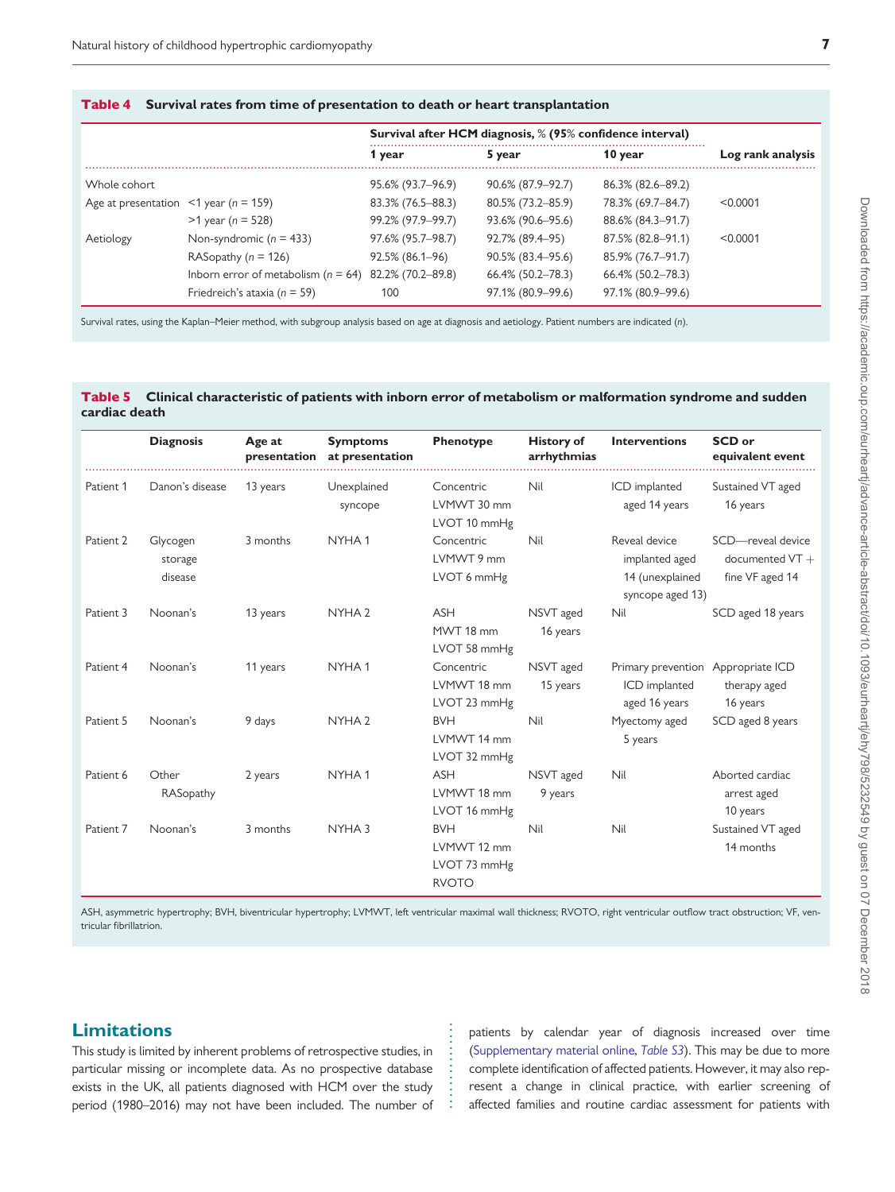**Table 4** Survival rates from time of presentation to death or heart transplantation

| | | Survival after HCM diagnosis, % (95% confidence interval) | | | Log rank analysis |
|---|---|---|---|---|---|
| | | 1 year | 5 year | 10 year | |
| Whole cohort | | 95.6% (93.7–96.9) | 90.6% (87.9–92.7) | 86.3% (82.6–89.2) | |
| Age at presentation | <1 year (n = 159) | 83.3% (76.5–88.3) | 80.5% (73.2–85.9) | 78.3% (69.7–84.7) | <0.0001 |
| | >1 year (n = 528) | 99.2% (97.9–99.7) | 93.6% (90.6–95.6) | 88.6% (84.3–91.7) | |
| Aetiology | Non-syndromic (n = 433) | 97.6% (95.7–98.7) | 92.7% (89.4–95) | 87.5% (82.8–91.1) | <0.0001 |
| | RASopathy (n = 126) | 92.5% (86.1–96) | 90.5% (83.4–95.6) | 85.9% (76.7–91.7) | |
| | Inborn error of metabolism (n = 64) | 82.2% (70.2–89.8) | 66.4% (50.2–78.3) | 66.4% (50.2–78.3) | |
| | Friedreich's ataxia (n = 59) | 100 | 97.1% (80.9–99.6) | 97.1% (80.9–99.6) | |

Survival rates, using the Kaplan–Meier method, with subgroup analysis based on age at diagnosis and aetiology. Patient numbers are indicated (n).

**Table 5** Clinical characteristic of patients with inborn error of metabolism or malformation syndrome and sudden cardiac death

| | Diagnosis | Age at presentation | Symptoms at presentation | Phenotype | History of arrhythmias | Interventions | SCD or equivalent event |
|---|---|---|---|---|---|---|---|
| Patient 1 | Danon's disease | 13 years | Unexplained syncope | Concentric LVMWT 30 mm LVOT 10 mmHg | Nil | ICD implanted aged 14 years | Sustained VT aged 16 years |
| Patient 2 | Glycogen storage disease | 3 months | NYHA 1 | Concentric LVMWT 9 mm LVOT 6 mmHg | Nil | Reveal device implanted aged 14 (unexplained syncope aged 13) | SCD—reveal device documented VT + fine VF aged 14 |
| Patient 3 | Noonan's | 13 years | NYHA 2 | ASH MWT 18 mm LVOT 58 mmHg | NSVT aged 16 years | Nil | SCD aged 18 years |
| Patient 4 | Noonan's | 11 years | NYHA 1 | Concentric LVMWT 18 mm LVOT 23 mmHg | NSVT aged 15 years | Primary prevention ICD implanted aged 16 years | Appropriate ICD therapy aged 16 years |
| Patient 5 | Noonan's | 9 days | NYHA 2 | BVH LVMWT 14 mm LVOT 32 mmHg | Nil | Myectomy aged 5 years | SCD aged 8 years |
| Patient 6 | Other RASopathy | 2 years | NYHA 1 | ASH LVMWT 18 mm LVOT 16 mmHg | NSVT aged 9 years | Nil | Aborted cardiac arrest aged 10 years |
| Patient 7 | Noonan's | 3 months | NYHA 3 | BVH LVMWT 12 mm LVOT 73 mmHg RVOTO | Nil | Nil | Sustained VT aged 14 months |

ASH, asymmetric hypertrophy; BVH, biventricular hypertrophy; LVMWT, left ventricular maximal wall thickness; RVOTO, right ventricular outflow tract obstruction; VF, ventricular fibrillatrion.

## Limitations

This study is limited by inherent problems of retrospective studies, in particular missing or incomplete data. As no prospective database exists in the UK, all patients diagnosed with HCM over the study period (1980–2016) may not have been included. The number of patients by calendar year of diagnosis increased over time (Supplementary material online, Table S3). This may be due to more complete identification of affected patients. However, it may also represent a change in clinical practice, with earlier screening of affected families and routine cardiac assessment for patients with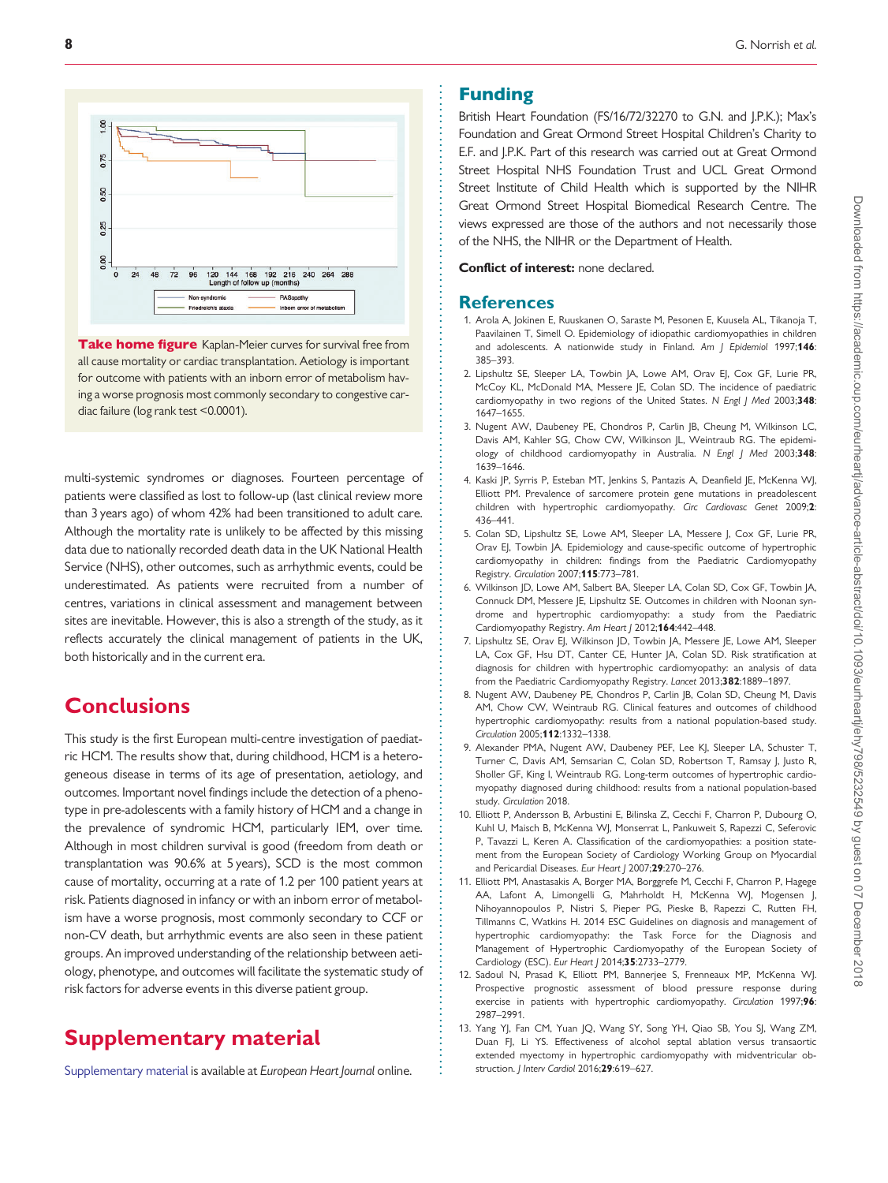**Take home figure** Kaplan-Meier curves for survival free from all cause mortality or cardiac transplantation. Aetiology is important for outcome with patients with an inborn error of metabolism having a worse prognosis most commonly secondary to congestive cardiac failure (log rank test <0.0001).

multi-systemic syndromes or diagnoses. Fourteen percentage of patients were classified as lost to follow-up (last clinical review more than 3 years ago) of whom 42% had been transitioned to adult care. Although the mortality rate is unlikely to be affected by this missing data due to nationally recorded death data in the UK National Health Service (NHS), other outcomes, such as arrhythmic events, could be underestimated. As patients were recruited from a number of centres, variations in clinical assessment and management between sites are inevitable. However, this is also a strength of the study, as it reflects accurately the clinical management of patients in the UK, both historically and in the current era.

# Conclusions

This study is the first European multi-centre investigation of paediatric HCM. The results show that, during childhood, HCM is a heterogeneous disease in terms of its age of presentation, aetiology, and outcomes. Important novel findings include the detection of a phenotype in pre-adolescents with a family history of HCM and a change in the prevalence of syndromic HCM, particularly IEM, over time. Although in most children survival is good (freedom from death or transplantation was 90.6% at 5 years), SCD is the most common cause of mortality, occurring at a rate of 1.2 per 100 patient years at risk. Patients diagnosed in infancy or with an inborn error of metabolism have a worse prognosis, most commonly secondary to CCF or non-CV death, but arrhythmic events are also seen in these patient groups. An improved understanding of the relationship between aetiology, phenotype, and outcomes will facilitate the systematic study of risk factors for adverse events in this diverse patient group.

# Supplementary material

Supplementary material is available at *European Heart Journal* online.

# Funding

British Heart Foundation (FS/16/72/32270 to G.N. and J.P.K.); Max's Foundation and Great Ormond Street Hospital Children's Charity to E.F. and J.P.K. Part of this research was carried out at Great Ormond Street Hospital NHS Foundation Trust and UCL Great Ormond Street Institute of Child Health which is supported by the NIHR Great Ormond Street Hospital Biomedical Research Centre. The views expressed are those of the authors and not necessarily those of the NHS, the NIHR or the Department of Health.

**Conflict of interest:** none declared.

# References

1. Arola A, Jokinen E, Ruuskanen O, Saraste M, Pesonen E, Kuusela AL, Tikanoja T, Paavilainen T, Simell O. Epidemiology of idiopathic cardiomyopathies in children and adolescents. A nationwide study in Finland. *Am J Epidemiol* 1997;**146**: 385–393.
2. Lipshultz SE, Sleeper LA, Towbin JA, Lowe AM, Orav EJ, Cox GF, Lurie PR, McCoy KL, McDonald MA, Messere JE, Colan SD. The incidence of paediatric cardiomyopathy in two regions of the United States. *N Engl J Med* 2003;**348**: 1647–1655.
3. Nugent AW, Daubeney PE, Chondros P, Carlin JB, Cheung M, Wilkinson LC, Davis AM, Kahler SG, Chow CW, Wilkinson JL, Weintraub RG. The epidemiology of childhood cardiomyopathy in Australia. *N Engl J Med* 2003;**348**: 1639–1646.
4. Kaski JP, Syrris P, Esteban MT, Jenkins S, Pantazis A, Deanfield JE, McKenna WJ, Elliott PM. Prevalence of sarcomere protein gene mutations in preadolescent children with hypertrophic cardiomyopathy. *Circ Cardiovasc Genet* 2009;**2**: 436–441.
5. Colan SD, Lipshultz SE, Lowe AM, Sleeper LA, Messere J, Cox GF, Lurie PR, Orav EJ, Towbin JA. Epidemiology and cause-specific outcome of hypertrophic cardiomyopathy in children: findings from the Paediatric Cardiomyopathy Registry. *Circulation* 2007;**115**:773–781.
6. Wilkinson JD, Lowe AM, Salbert BA, Sleeper LA, Colan SD, Cox GF, Towbin JA, Connuck DM, Messere JE, Lipshultz SE. Outcomes in children with Noonan syndrome and hypertrophic cardiomyopathy: a study from the Paediatric Cardiomyopathy Registry. *Am Heart J* 2012;**164**:442–448.
7. Lipshultz SE, Orav EJ, Wilkinson JD, Towbin JA, Messere JE, Lowe AM, Sleeper LA, Cox GF, Hsu DT, Canter CE, Hunter JA, Colan SD. Risk stratification at diagnosis for children with hypertrophic cardiomyopathy: an analysis of data from the Paediatric Cardiomyopathy Registry. *Lancet* 2013;**382**:1889–1897.
8. Nugent AW, Daubeney PE, Chondros P, Carlin JB, Colan SD, Cheung M, Davis AM, Chow CW, Weintraub RG. Clinical features and outcomes of childhood hypertrophic cardiomyopathy: results from a national population-based study. *Circulation* 2005;**112**:1332–1338.
9. Alexander PMA, Nugent AW, Daubeney PEF, Lee KJ, Sleeper LA, Schuster T, Turner C, Davis AM, Semsarian C, Colan SD, Robertson T, Ramsay J, Justo R, Sholler GF, King I, Weintraub RG. Long-term outcomes of hypertrophic cardiomyopathy diagnosed during childhood: results from a national population-based study. *Circulation* 2018.
10. Elliott P, Andersson B, Arbustini E, Bilinska Z, Cecchi F, Charron P, Dubourg O, Kuhl U, Maisch B, McKenna WJ, Monserrat L, Pankuweit S, Rapezzi C, Seferovic P, Tavazzi L, Keren A. Classification of the cardiomyopathies: a position statement from the European Society of Cardiology Working Group on Myocardial and Pericardial Diseases. *Eur Heart J* 2007;**29**:270–276.
11. Elliott PM, Anastasakis A, Borger MA, Borggrefe M, Cecchi F, Charron P, Hagege AA, Lafont A, Limongelli G, Mahrholdt H, McKenna WJ, Mogensen J, Nihoyannopoulos P, Nistri S, Pieper PG, Pieske B, Rapezzi C, Rutten FH, Tillmanns C, Watkins H. 2014 ESC Guidelines on diagnosis and management of hypertrophic cardiomyopathy: the Task Force for the Diagnosis and Management of Hypertrophic Cardiomyopathy of the European Society of Cardiology (ESC). *Eur Heart J* 2014;**35**:2733–2779.
12. Sadoul N, Prasad K, Elliott PM, Bannerjee S, Frenneaux MP, McKenna WJ. Prospective prognostic assessment of blood pressure response during exercise in patients with hypertrophic cardiomyopathy. *Circulation* 1997;**96**: 2987–2991.
13. Yang YJ, Fan CM, Yuan JQ, Wang SY, Song YH, Qiao SB, You SJ, Wang ZM, Duan FJ, Li YS. Effectiveness of alcohol septal ablation versus transaortic extended myectomy in hypertrophic cardiomyopathy with midventricular obstruction. *J Interv Cardiol* 2016;**29**:619–627.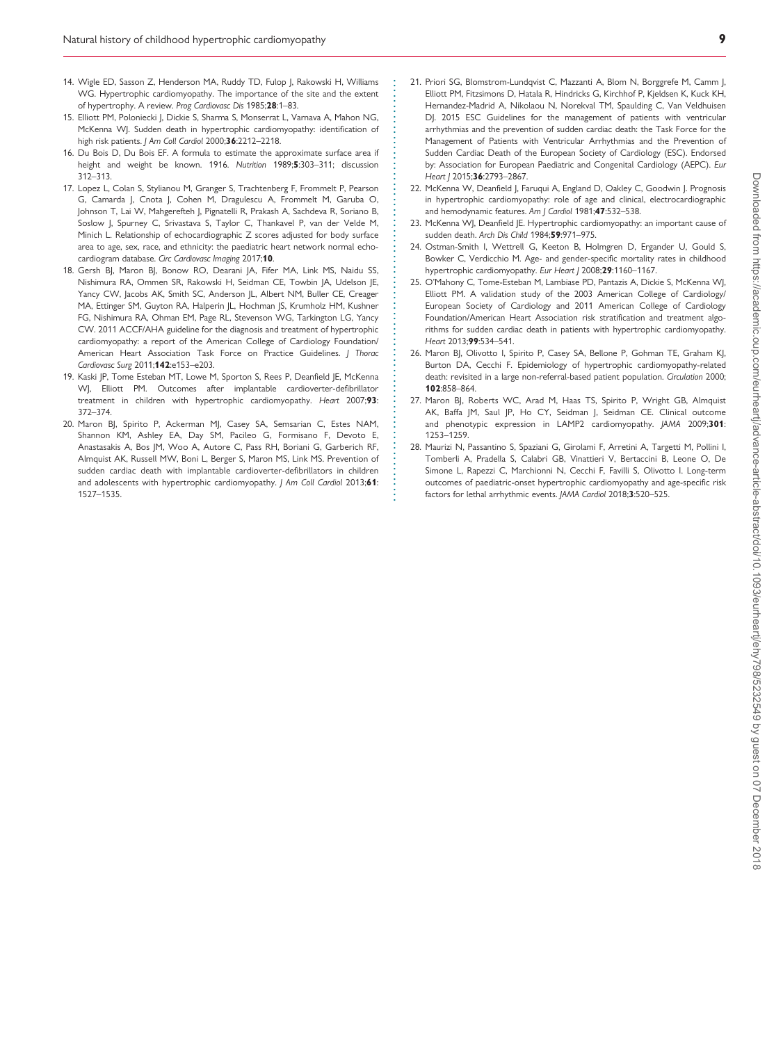14. Wigle ED, Sasson Z, Henderson MA, Ruddy TD, Fulop J, Rakowski H, Williams WG. Hypertrophic cardiomyopathy. The importance of the site and the extent of hypertrophy. A review. *Prog Cardiovasc Dis* 1985;**28**:1–83.
15. Elliott PM, Poloniecki J, Dickie S, Sharma S, Monserrat L, Varnava A, Mahon NG, McKenna WJ. Sudden death in hypertrophic cardiomyopathy: identification of high risk patients. *J Am Coll Cardiol* 2000;**36**:2212–2218.
16. Du Bois D, Du Bois EF. A formula to estimate the approximate surface area if height and weight be known. 1916. *Nutrition* 1989;**5**:303–311; discussion 312–313.
17. Lopez L, Colan S, Stylianou M, Granger S, Trachtenberg F, Frommelt P, Pearson G, Camarda J, Cnota J, Cohen M, Dragulescu A, Frommelt M, Garuba O, Johnson T, Lai W, Mahgerefteh J, Pignatelli R, Prakash A, Sachdeva R, Soriano B, Soslow J, Spurney C, Srivastava S, Taylor C, Thankavel P, van der Velde M, Minich L. Relationship of echocardiographic Z scores adjusted for body surface area to age, sex, race, and ethnicity: the paediatric heart network normal echocardiogram database. *Circ Cardiovasc Imaging* 2017;**10**.
18. Gersh BJ, Maron BJ, Bonow RO, Dearani JA, Fifer MA, Link MS, Naidu SS, Nishimura RA, Ommen SR, Rakowski H, Seidman CE, Towbin JA, Udelson JE, Yancy CW, Jacobs AK, Smith SC, Anderson JL, Albert NM, Buller CE, Creager MA, Ettinger SM, Guyton RA, Halperin JL, Hochman JS, Krumholz HM, Kushner FG, Nishimura RA, Ohman EM, Page RL, Stevenson WG, Tarkington LG, Yancy CW. 2011 ACCF/AHA guideline for the diagnosis and treatment of hypertrophic cardiomyopathy: a report of the American College of Cardiology Foundation/American Heart Association Task Force on Practice Guidelines. *J Thorac Cardiovasc Surg* 2011;**142**:e153–e203.
19. Kaski JP, Tome Esteban MT, Lowe M, Sporton S, Rees P, Deanfield JE, McKenna WJ, Elliott PM. Outcomes after implantable cardioverter-defibrillator treatment in children with hypertrophic cardiomyopathy. *Heart* 2007;**93**: 372–374.
20. Maron BJ, Spirito P, Ackerman MJ, Casey SA, Semsarian C, Estes NAM, Shannon KM, Ashley EA, Day SM, Pacileo G, Formisano F, Devoto E, Anastasakis A, Bos JM, Woo A, Autore C, Pass RH, Boriani G, Garberich RF, Almquist AK, Russell MW, Boni L, Berger S, Maron MS, Link MS. Prevention of sudden cardiac death with implantable cardioverter-defibrillators in children and adolescents with hypertrophic cardiomyopathy. *J Am Coll Cardiol* 2013;**61**: 1527–1535.
21. Priori SG, Blomstrom-Lundqvist C, Mazzanti A, Blom N, Borggrefe M, Camm J, Elliott PM, Fitzsimons D, Hatala R, Hindricks G, Kirchhof P, Kjeldsen K, Kuck KH, Hernandez-Madrid A, Nikolaou N, Norekval TM, Spaulding C, Van Veldhuisen DJ. 2015 ESC Guidelines for the management of patients with ventricular arrhythmias and the prevention of sudden cardiac death: the Task Force for the Management of Patients with Ventricular Arrhythmias and the Prevention of Sudden Cardiac Death of the European Society of Cardiology (ESC). Endorsed by: Association for European Paediatric and Congenital Cardiology (AEPC). *Eur Heart J* 2015;**36**:2793–2867.
22. McKenna W, Deanfield J, Faruqui A, England D, Oakley C, Goodwin J. Prognosis in hypertrophic cardiomyopathy: role of age and clinical, electrocardiographic and hemodynamic features. *Am J Cardiol* 1981;**47**:532–538.
23. McKenna WJ, Deanfield JE. Hypertrophic cardiomyopathy: an important cause of sudden death. *Arch Dis Child* 1984;**59**:971–975.
24. Ostman-Smith I, Wettrell G, Keeton B, Holmgren D, Ergander U, Gould S, Bowker C, Verdicchio M. Age- and gender-specific mortality rates in childhood hypertrophic cardiomyopathy. *Eur Heart J* 2008;**29**:1160–1167.
25. O'Mahony C, Tome-Esteban M, Lambiase PD, Pantazis A, Dickie S, McKenna WJ, Elliott PM. A validation study of the 2003 American College of Cardiology/European Society of Cardiology and 2011 American College of Cardiology Foundation/American Heart Association risk stratification and treatment algorithms for sudden cardiac death in patients with hypertrophic cardiomyopathy. *Heart* 2013;**99**:534–541.
26. Maron BJ, Olivotto I, Spirito P, Casey SA, Bellone P, Gohman TE, Graham KJ, Burton DA, Cecchi F. Epidemiology of hypertrophic cardiomyopathy-related death: revisited in a large non-referral-based patient population. *Circulation* 2000; **102**:858–864.
27. Maron BJ, Roberts WC, Arad M, Haas TS, Spirito P, Wright GB, Almquist AK, Baffa JM, Saul JP, Ho CY, Seidman J, Seidman CE. Clinical outcome and phenotypic expression in LAMP2 cardiomyopathy. *JAMA* 2009;**301**: 1253–1259.
28. Maurizi N, Passantino S, Spaziani G, Girolami F, Arretini A, Targetti M, Pollini I, Tomberli A, Pradella S, Calabri GB, Vinattieri V, Bertaccini B, Leone O, De Simone L, Rapezzi C, Marchionni N, Cecchi F, Favilli S, Olivotto I. Long-term outcomes of paediatric-onset hypertrophic cardiomyopathy and age-specific risk factors for lethal arrhythmic events. *JAMA Cardiol* 2018;**3**:520–525.